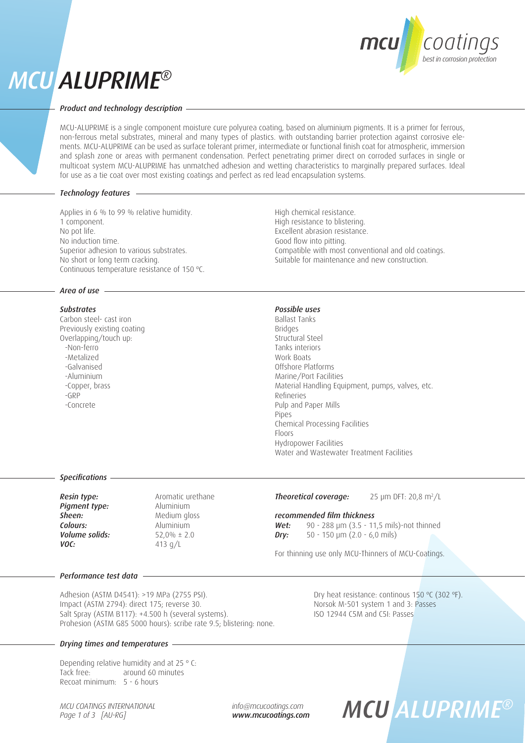# MCU ALUPRIME®

## Product and technology description

MCU-ALUPRIME is a single component moisture cure polyurea coating, based on aluminium pigments. It is a primer for ferrous, non-ferrous metal substrates, mineral and many types of plastics. with outstanding barrier protection against corrosive elements. MCU-ALUPRIME can be used as surface tolerant primer, intermediate or functional finish coat for atmospheric, immersion and splash zone or areas with permanent condensation. Perfect penetrating primer direct on corroded surfaces in single or multicoat system MCU-ALUPRIME has unmatched adhesion and wetting characteristics to marginally prepared surfaces. Ideal for use as a tie coat over most existing coatings and perfect as red lead encapsulation systems.

## Technology features

Applies in 6 % to 99 % relative humidity.
1 component.
No pot life.
No induction time.
Superior adhesion to various substrates.
No short or long term cracking.
Continuous temperature resistance of 150 °C.
High chemical resistance.
High resistance to blistering.
Excellent abrasion resistance.
Good flow into pitting.
Compatible with most conventional and old coatings.
Suitable for maintenance and new construction.

## Area of use

### Substrates

Carbon steel- cast iron
Previously existing coating
Overlapping/touch up:
- -Non-ferro
- -Metalized
- -Galvanised
- -Aluminium
- -Copper, brass
- -GRP
- -Concrete

### Possible uses

Ballast Tanks
Bridges
Structural Steel
Tanks interiors
Work Boats
Offshore Platforms
Marine/Port Facilities
Material Handling Equipment, pumps, valves, etc.
Refineries
Pulp and Paper Mills
Pipes
Chemical Processing Facilities
Floors
Hydropower Facilities
Water and Wastewater Treatment Facilities

## Specifications

***Resin type:*** Aromatic urethane
***Pigment type:*** Aluminium
***Sheen:*** Medium gloss
***Colours:*** Aluminium
***Volume solids:*** 52,0% ± 2.0
***VOC:*** 413 g/L

***Theoretical coverage:*** 25 µm DFT: 20,8 $m^2$/L

***recommended film thickness***
***Wet:*** 90 - 288 µm (3.5 - 11,5 mils)-not thinned
***Dry:*** 50 - 150 µm (2.0 - 6,0 mils)

For thinning use only MCU-Thinners of MCU-Coatings.

## Performance test data

Adhesion (ASTM D4541): >19 MPa (2755 PSI).
Impact (ASTM 2794): direct 175; reverse 30.
Salt Spray (ASTM B117): +4.500 h (several systems).
Prohesion (ASTM G85 5000 hours): scribe rate 9.5; blistering: none.
Dry heat resistance: continous 150 °C (302 °F).
Norsok M-501 system 1 and 3: Passes
ISO 12944 C5M and C5I: Passes

## Drying times and temperatures

Depending relative humidity and at 25 ° C:
Tack free: around 60 minutes
Recoat minimum: 5 - 6 hours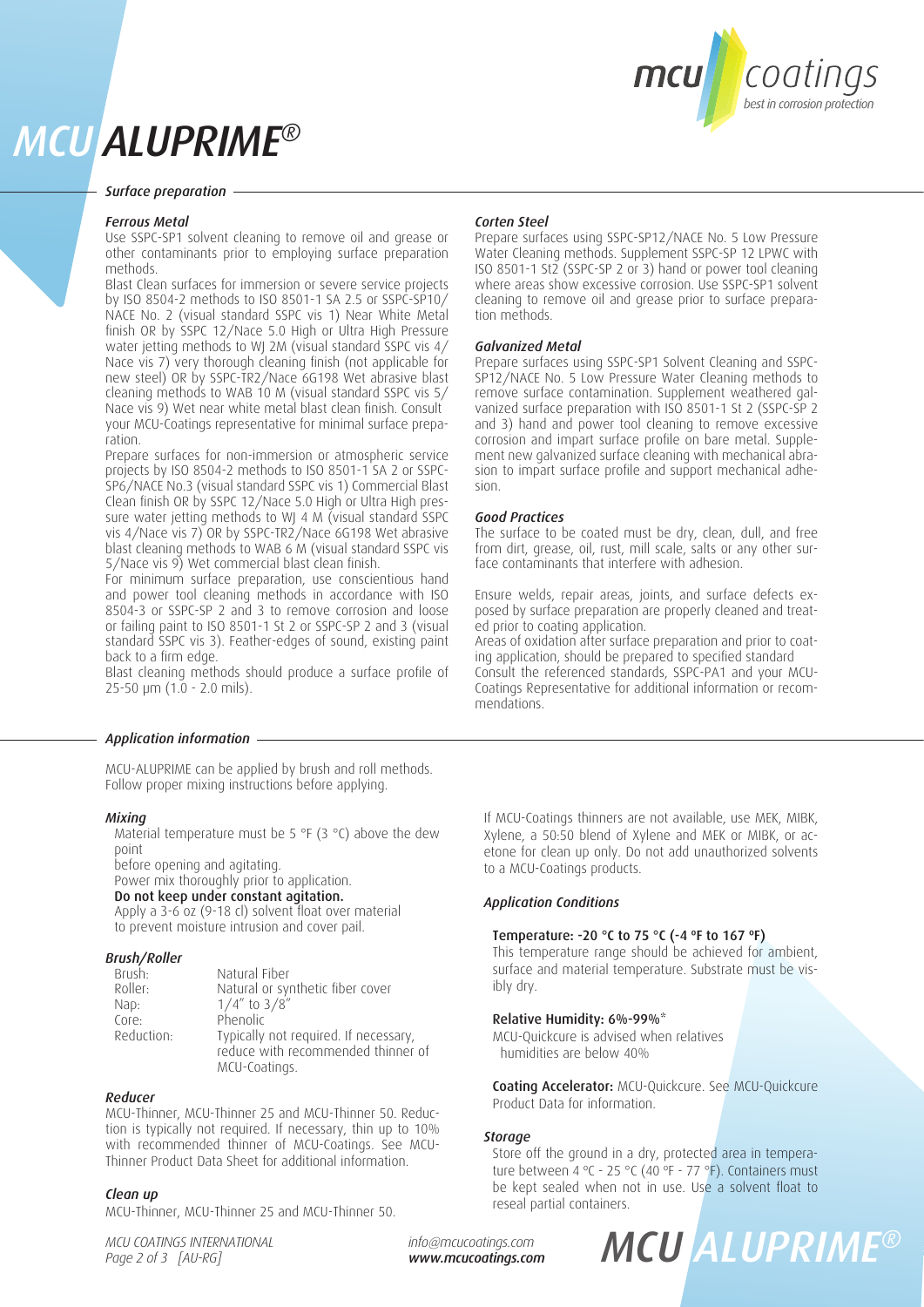# MCU ALUPRIME®

## Surface preparation

### Ferrous Metal

Use SSPC-SP1 solvent cleaning to remove oil and grease or other contaminants prior to employing surface preparation methods.

Blast Clean surfaces for immersion or severe service projects by ISO 8504-2 methods to ISO 8501-1 SA 2.5 or SSPC-SP10/ NACE No. 2 (visual standard SSPC vis 1) Near White Metal finish OR by SSPC 12/Nace 5.0 High or Ultra High Pressure water jetting methods to WJ 2M (visual standard SSPC vis 4/ Nace vis 7) very thorough cleaning finish (not applicable for new steel) OR by SSPC-TR2/Nace 6G198 Wet abrasive blast cleaning methods to WAB 10 M (visual standard SSPC vis 5/ Nace vis 9) Wet near white metal blast clean finish. Consult your MCU-Coatings representative for minimal surface preparation.

Prepare surfaces for non-immersion or atmospheric service projects by ISO 8504-2 methods to ISO 8501-1 SA 2 or SSPC-SP6/NACE No.3 (visual standard SSPC vis 1) Commercial Blast Clean finish OR by SSPC 12/Nace 5.0 High or Ultra High pressure water jetting methods to WJ 4 M (visual standard SSPC vis 4/Nace vis 7) OR by SSPC-TR2/Nace 6G198 Wet abrasive blast cleaning methods to WAB 6 M (visual standard SSPC vis 5/Nace vis 9) Wet commercial blast clean finish.

For minimum surface preparation, use conscientious hand and power tool cleaning methods in accordance with ISO 8504-3 or SSPC-SP 2 and 3 to remove corrosion and loose or failing paint to ISO 8501-1 St 2 or SSPC-SP 2 and 3 (visual standard SSPC vis 3). Feather-edges of sound, existing paint back to a firm edge.

Blast cleaning methods should produce a surface profile of 25-50 µm (1.0 - 2.0 mils).

### Corten Steel

Prepare surfaces using SSPC-SP12/NACE No. 5 Low Pressure Water Cleaning methods. Supplement SSPC-SP 12 LPWC with ISO 8501-1 St2 (SSPC-SP 2 or 3) hand or power tool cleaning where areas show excessive corrosion. Use SSPC-SP1 solvent cleaning to remove oil and grease prior to surface preparation methods.

### Galvanized Metal

Prepare surfaces using SSPC-SP1 Solvent Cleaning and SSPC-SP12/NACE No. 5 Low Pressure Water Cleaning methods to remove surface contamination. Supplement weathered galvanized surface preparation with ISO 8501-1 St 2 (SSPC-SP 2 and 3) hand and power tool cleaning to remove excessive corrosion and impart surface profile on bare metal. Supplement new galvanized surface cleaning with mechanical abrasion to impart surface profile and support mechanical adhesion.

### Good Practices

The surface to be coated must be dry, clean, dull, and free from dirt, grease, oil, rust, mill scale, salts or any other surface contaminants that interfere with adhesion.

Ensure welds, repair areas, joints, and surface defects exposed by surface preparation are properly cleaned and treated prior to coating application.

Areas of oxidation after surface preparation and prior to coating application, should be prepared to specified standard

Consult the referenced standards, SSPC-PA1 and your MCU-Coatings Representative for additional information or recommendations.

## Application information

MCU-ALUPRIME can be applied by brush and roll methods. Follow proper mixing instructions before applying.

### Mixing

Material temperature must be 5 °F (3 °C) above the dew point
before opening and agitating.
Power mix thoroughly prior to application.
**Do not keep under constant agitation.**
Apply a 3-6 oz (9-18 cl) solvent float over material to prevent moisture intrusion and cover pail.

### Brush/Roller

| | |
|---|---|
| Brush: | Natural Fiber |
| Roller: | Natural or synthetic fiber cover |
| Nap: | 1/4″ to 3/8″ |
| Core: | Phenolic |
| Reduction: | Typically not required. If necessary, reduce with recommended thinner of MCU-Coatings. |

### Reducer

MCU-Thinner, MCU-Thinner 25 and MCU-Thinner 50. Reduction is typically not required. If necessary, thin up to 10% with recommended thinner of MCU-Coatings. See MCU-Thinner Product Data Sheet for additional information.

### Clean up

MCU-Thinner, MCU-Thinner 25 and MCU-Thinner 50.

If MCU-Coatings thinners are not available, use MEK, MIBK, Xylene, a 50:50 blend of Xylene and MEK or MIBK, or acetone for clean up only. Do not add unauthorized solvents to a MCU-Coatings products.

### Application Conditions

**Temperature: -20 °C to 75 °C (-4 ºF to 167 ºF)**
This temperature range should be achieved for ambient, surface and material temperature. Substrate must be visibly dry.

**Relative Humidity: 6%-99%***
MCU-Quickcure is advised when relatives humidities are below 40%

**Coating Accelerator:** MCU-Quickcure. See MCU-Quickcure Product Data for information.

### Storage

Store off the ground in a dry, protected area in temperature between 4 ºC - 25 °C (40 ºF - 77 °F). Containers must be kept sealed when not in use. Use a solvent float to reseal partial containers.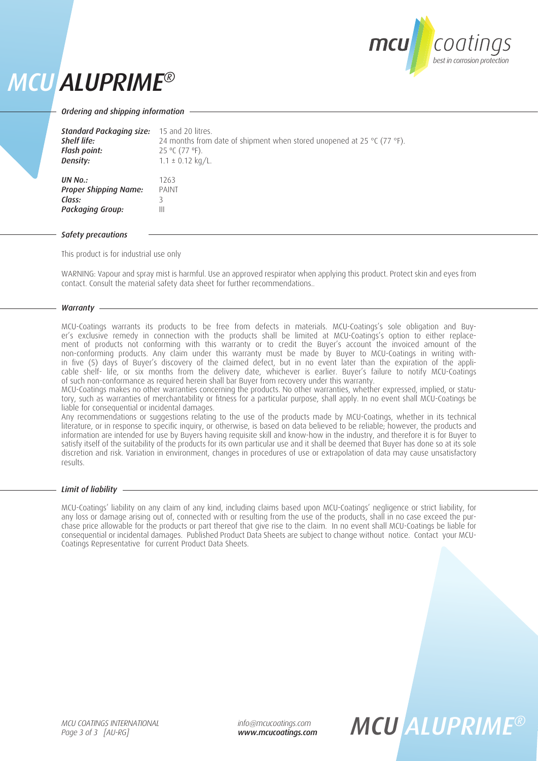# MCU ALUPRIME®

## Ordering and shipping information

| | |
|---|---|
| ***Standard Packaging size:*** | 15 and 20 litres. |
| ***Shelf life:*** | 24 months from date of shipment when stored unopened at 25 °C (77 °F). |
| ***Flash point:*** | 25 ºC (77 ºF). |
| ***Density:*** | 1.1 ± 0.12 kg/L. |
| ***UN No.:*** | 1263 |
| ***Proper Shipping Name:*** | PAINT |
| ***Class:*** | 3 |
| ***Packaging Group:*** | III |

## Safety precautions

This product is for industrial use only

WARNING: Vapour and spray mist is harmful. Use an approved respirator when applying this product. Protect skin and eyes from contact. Consult the material safety data sheet for further recommendations..

## Warranty

MCU-Coatings warrants its products to be free from defects in materials. MCU-Coatings's sole obligation and Buyer's exclusive remedy in connection with the products shall be limited at MCU-Coatings's option to either replacement of products not conforming with this warranty or to credit the Buyer's account the invoiced amount of the non-conforming products. Any claim under this warranty must be made by Buyer to MCU-Coatings in writing within five (5) days of Buyer's discovery of the claimed defect, but in no event later than the expiration of the applicable shelf- life, or six months from the delivery date, whichever is earlier. Buyer's failure to notify MCU-Coatings of such non-conformance as required herein shall bar Buyer from recovery under this warranty.

MCU-Coatings makes no other warranties concerning the products. No other warranties, whether expressed, implied, or statutory, such as warranties of merchantability or fitness for a particular purpose, shall apply. In no event shall MCU-Coatings be liable for consequential or incidental damages.

Any recommendations or suggestions relating to the use of the products made by MCU-Coatings, whether in its technical literature, or in response to specific inquiry, or otherwise, is based on data believed to be reliable; however, the products and information are intended for use by Buyers having requisite skill and know-how in the industry, and therefore it is for Buyer to satisfy itself of the suitability of the products for its own particular use and it shall be deemed that Buyer has done so at its sole discretion and risk. Variation in environment, changes in procedures of use or extrapolation of data may cause unsatisfactory results.

## Limit of liability

MCU-Coatings' liability on any claim of any kind, including claims based upon MCU-Coatings' negligence or strict liability, for any loss or damage arising out of, connected with or resulting from the use of the products, shall in no case exceed the purchase price allowable for the products or part thereof that give rise to the claim. In no event shall MCU-Coatings be liable for consequential or incidental damages. Published Product Data Sheets are subject to change without notice. Contact your MCU-Coatings Representative for current Product Data Sheets.